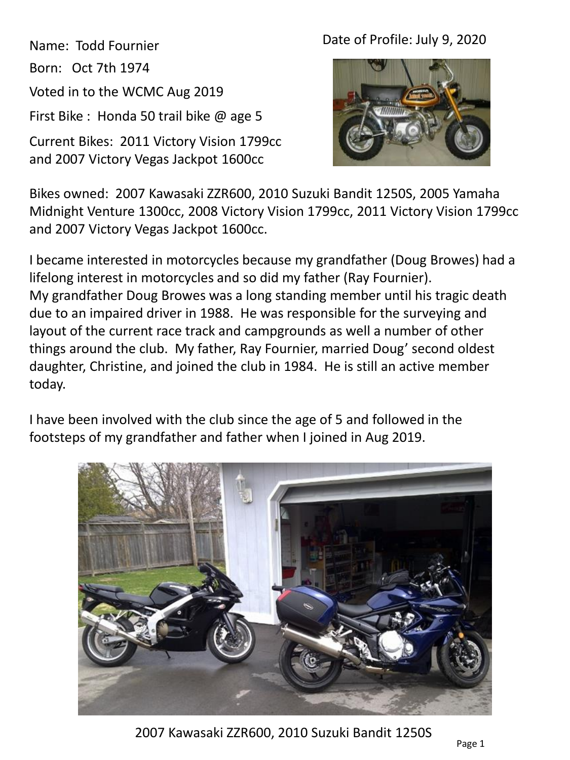Date of Profile: July 9, 2020

Name: Todd Fournier

Born: Oct 7th 1974

Voted in to the WCMC Aug 2019

First Bike : Honda 50 trail bike @ age 5

Current Bikes: 2011 Victory Vision 1799cc and 2007 Victory Vegas Jackpot 1600cc

Bikes owned: 2007 Kawasaki ZZR600, 2010 Suzuki Bandit 1250S, 2005 Yamaha Midnight Venture 1300cc, 2008 Victory Vision 1799cc, 2011 Victory Vision 1799cc and 2007 Victory Vegas Jackpot 1600cc.

I became interested in motorcycles because my grandfather (Doug Browes) had a lifelong interest in motorcycles and so did my father (Ray Fournier).
My grandfather Doug Browes was a long standing member until his tragic death due to an impaired driver in 1988. He was responsible for the surveying and layout of the current race track and campgrounds as well a number of other things around the club. My father, Ray Fournier, married Doug' second oldest daughter, Christine, and joined the club in 1984. He is still an active member today.

I have been involved with the club since the age of 5 and followed in the footsteps of my grandfather and father when I joined in Aug 2019.

2007 Kawasaki ZZR600, 2010 Suzuki Bandit 1250S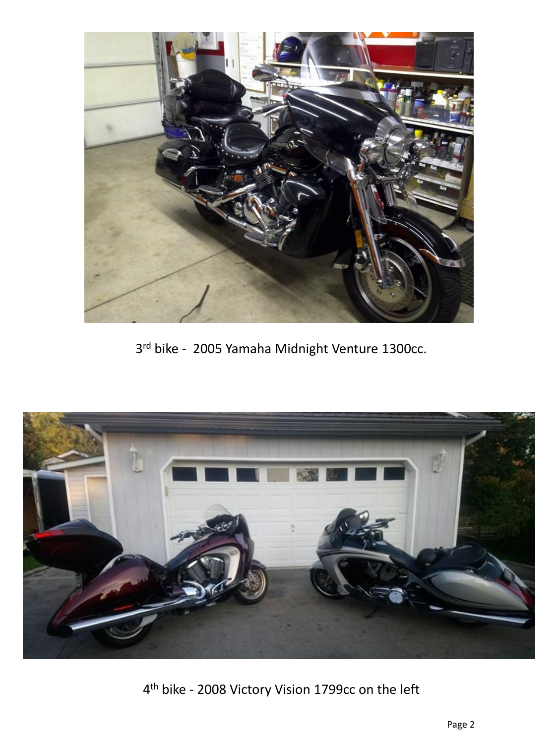3rd bike - 2005 Yamaha Midnight Venture 1300cc.

4th bike - 2008 Victory Vision 1799cc on the left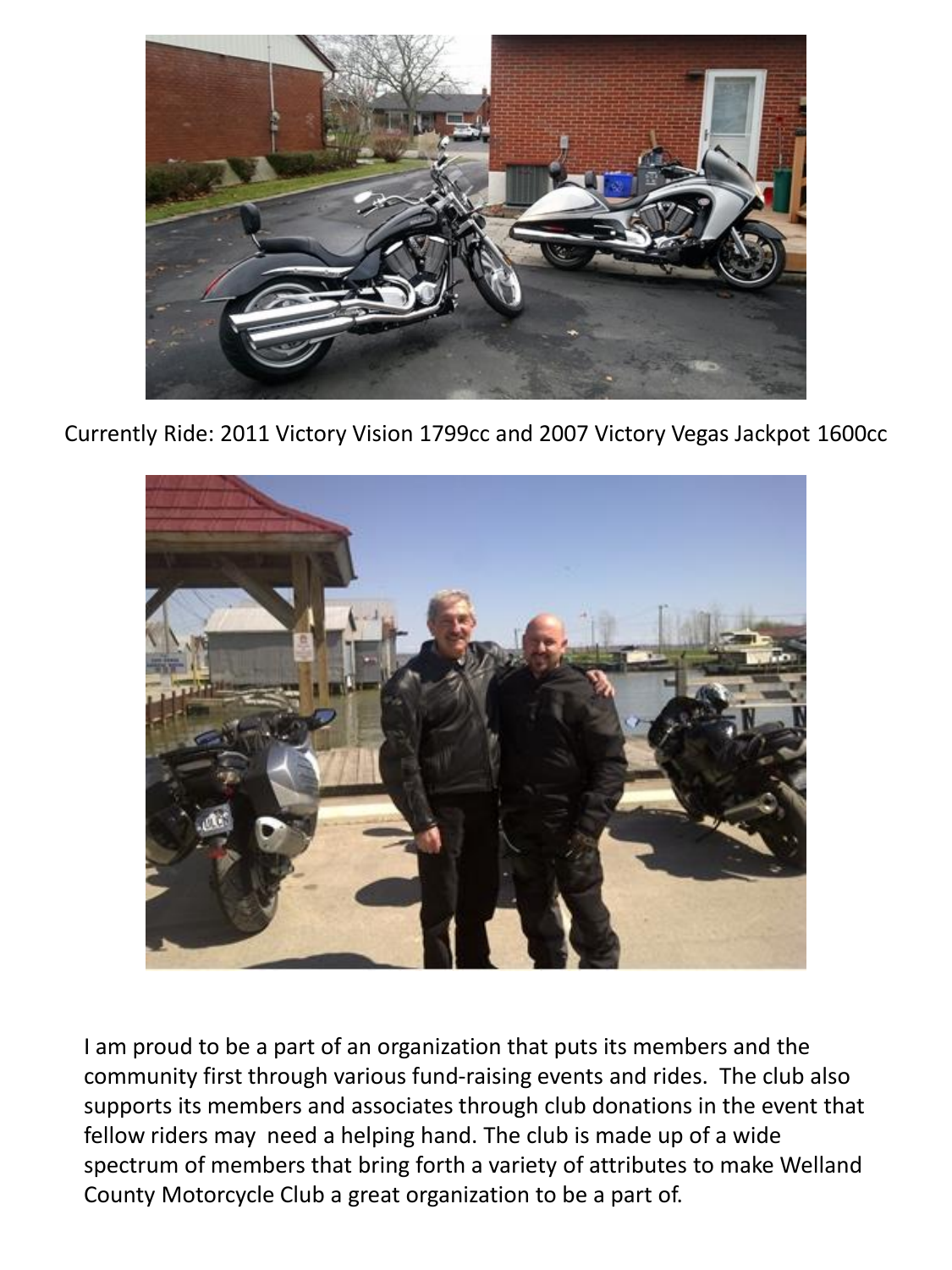Currently Ride: 2011 Victory Vision 1799cc and 2007 Victory Vegas Jackpot 1600cc

I am proud to be a part of an organization that puts its members and the community first through various fund-raising events and rides. The club also supports its members and associates through club donations in the event that fellow riders may need a helping hand. The club is made up of a wide spectrum of members that bring forth a variety of attributes to make Welland County Motorcycle Club a great organization to be a part of.